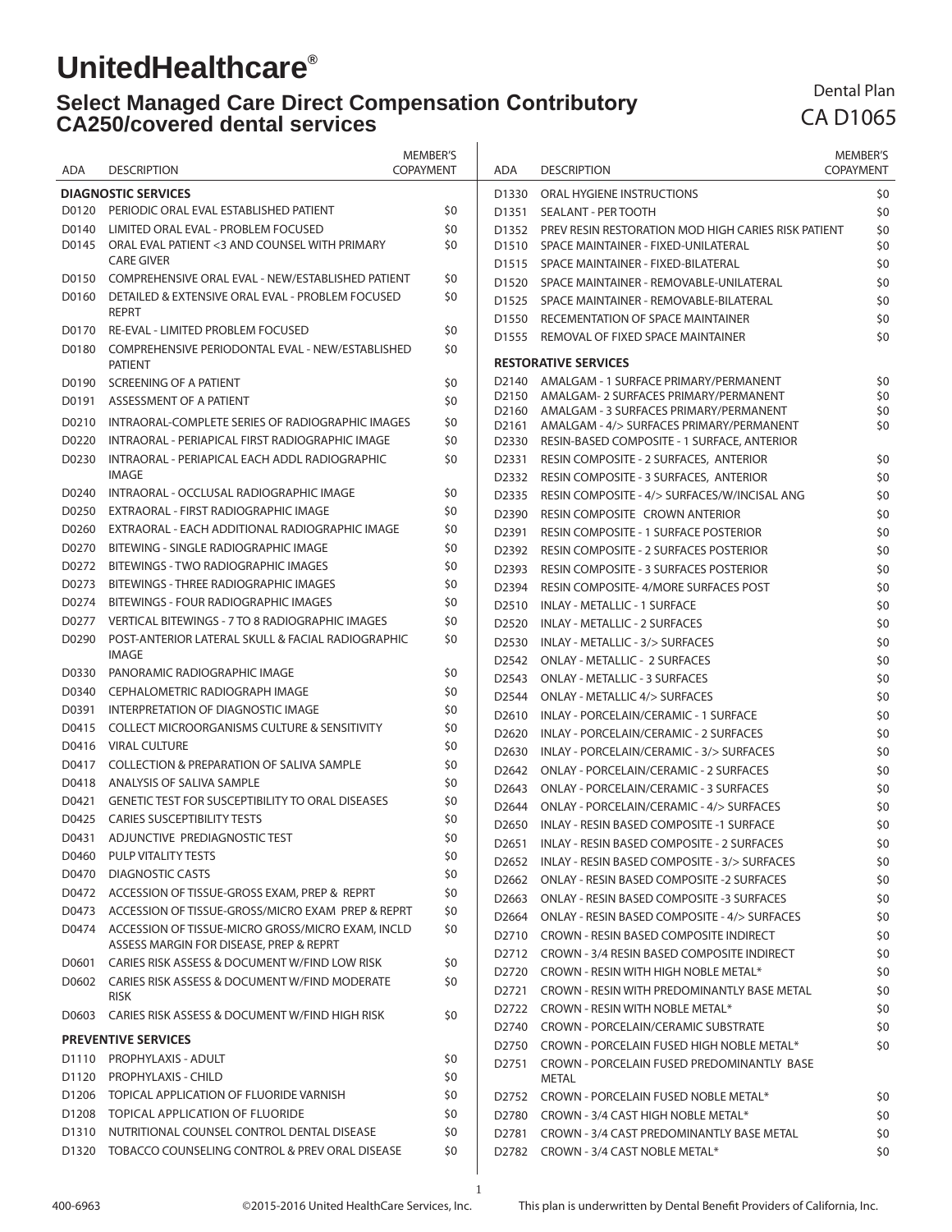# UnitedHealthcare®

## Select Managed Care Direct Compensation Contributory CA250/covered dental services

Dental Plan
CA D1065

| ADA | DESCRIPTION | MEMBER'S COPAYMENT |
|---|---|---|
| **DIAGNOSTIC SERVICES** | | |
| D0120 | PERIODIC ORAL EVAL ESTABLISHED PATIENT | $0 |
| D0140 | LIMITED ORAL EVAL - PROBLEM FOCUSED | $0 |
| D0145 | ORAL EVAL PATIENT <3 AND COUNSEL WITH PRIMARY CARE GIVER | $0 |
| D0150 | COMPREHENSIVE ORAL EVAL - NEW/ESTABLISHED PATIENT | $0 |
| D0160 | DETAILED & EXTENSIVE ORAL EVAL - PROBLEM FOCUSED REPRT | $0 |
| D0170 | RE-EVAL - LIMITED PROBLEM FOCUSED | $0 |
| D0180 | COMPREHENSIVE PERIODONTAL EVAL - NEW/ESTABLISHED PATIENT | $0 |
| D0190 | SCREENING OF A PATIENT | $0 |
| D0191 | ASSESSMENT OF A PATIENT | $0 |
| D0210 | INTRAORAL-COMPLETE SERIES OF RADIOGRAPHIC IMAGES | $0 |
| D0220 | INTRAORAL - PERIAPICAL FIRST RADIOGRAPHIC IMAGE | $0 |
| D0230 | INTRAORAL - PERIAPICAL EACH ADDL RADIOGRAPHIC IMAGE | $0 |
| D0240 | INTRAORAL - OCCLUSAL RADIOGRAPHIC IMAGE | $0 |
| D0250 | EXTRAORAL - FIRST RADIOGRAPHIC IMAGE | $0 |
| D0260 | EXTRAORAL - EACH ADDITIONAL RADIOGRAPHIC IMAGE | $0 |
| D0270 | BITEWING - SINGLE RADIOGRAPHIC IMAGE | $0 |
| D0272 | BITEWINGS - TWO RADIOGRAPHIC IMAGES | $0 |
| D0273 | BITEWINGS - THREE RADIOGRAPHIC IMAGES | $0 |
| D0274 | BITEWINGS - FOUR RADIOGRAPHIC IMAGES | $0 |
| D0277 | VERTICAL BITEWINGS - 7 TO 8 RADIOGRAPHIC IMAGES | $0 |
| D0290 | POST-ANTERIOR LATERAL SKULL & FACIAL RADIOGRAPHIC IMAGE | $0 |
| D0330 | PANORAMIC RADIOGRAPHIC IMAGE | $0 |
| D0340 | CEPHALOMETRIC RADIOGRAPH IMAGE | $0 |
| D0391 | INTERPRETATION OF DIAGNOSTIC IMAGE | $0 |
| D0415 | COLLECT MICROORGANISMS CULTURE & SENSITIVITY | $0 |
| D0416 | VIRAL CULTURE | $0 |
| D0417 | COLLECTION & PREPARATION OF SALIVA SAMPLE | $0 |
| D0418 | ANALYSIS OF SALIVA SAMPLE | $0 |
| D0421 | GENETIC TEST FOR SUSCEPTIBILITY TO ORAL DISEASES | $0 |
| D0425 | CARIES SUSCEPTIBILITY TESTS | $0 |
| D0431 | ADJUNCTIVE PREDIAGNOSTIC TEST | $0 |
| D0460 | PULP VITALITY TESTS | $0 |
| D0470 | DIAGNOSTIC CASTS | $0 |
| D0472 | ACCESSION OF TISSUE-GROSS EXAM, PREP & REPRT | $0 |
| D0473 | ACCESSION OF TISSUE-GROSS/MICRO EXAM PREP & REPRT | $0 |
| D0474 | ACCESSION OF TISSUE-MICRO GROSS/MICRO EXAM, INCLD ASSESS MARGIN FOR DISEASE, PREP & REPRT | $0 |
| D0601 | CARIES RISK ASSESS & DOCUMENT W/FIND LOW RISK | $0 |
| D0602 | CARIES RISK ASSESS & DOCUMENT W/FIND MODERATE RISK | $0 |
| D0603 | CARIES RISK ASSESS & DOCUMENT W/FIND HIGH RISK | $0 |
| **PREVENTIVE SERVICES** | | |
| D1110 | PROPHYLAXIS - ADULT | $0 |
| D1120 | PROPHYLAXIS - CHILD | $0 |
| D1206 | TOPICAL APPLICATION OF FLUORIDE VARNISH | $0 |
| D1208 | TOPICAL APPLICATION OF FLUORIDE | $0 |
| D1310 | NUTRITIONAL COUNSEL CONTROL DENTAL DISEASE | $0 |
| D1320 | TOBACCO COUNSELING CONTROL & PREV ORAL DISEASE | $0 |
| D1330 | ORAL HYGIENE INSTRUCTIONS | $0 |
| D1351 | SEALANT - PER TOOTH | $0 |
| D1352 | PREV RESIN RESTORATION MOD HIGH CARIES RISK PATIENT | $0 |
| D1510 | SPACE MAINTAINER - FIXED-UNILATERAL | $0 |
| D1515 | SPACE MAINTAINER - FIXED-BILATERAL | $0 |
| D1520 | SPACE MAINTAINER - REMOVABLE-UNILATERAL | $0 |
| D1525 | SPACE MAINTAINER - REMOVABLE-BILATERAL | $0 |
| D1550 | RECEMENTATION OF SPACE MAINTAINER | $0 |
| D1555 | REMOVAL OF FIXED SPACE MAINTAINER | $0 |
| **RESTORATIVE SERVICES** | | |
| D2140 | AMALGAM - 1 SURFACE PRIMARY/PERMANENT | $0 |
| D2150 | AMALGAM- 2 SURFACES PRIMARY/PERMANENT | $0 |
| D2160 | AMALGAM - 3 SURFACES PRIMARY/PERMANENT | $0 |
| D2161 | AMALGAM - 4/> SURFACES PRIMARY/PERMANENT | $0 |
| D2330 | RESIN-BASED COMPOSITE - 1 SURFACE, ANTERIOR | |
| D2331 | RESIN COMPOSITE - 2 SURFACES, ANTERIOR | $0 |
| D2332 | RESIN COMPOSITE - 3 SURFACES, ANTERIOR | $0 |
| D2335 | RESIN COMPOSITE - 4/> SURFACES/W/INCISAL ANG | $0 |
| D2390 | RESIN COMPOSITE CROWN ANTERIOR | $0 |
| D2391 | RESIN COMPOSITE - 1 SURFACE POSTERIOR | $0 |
| D2392 | RESIN COMPOSITE - 2 SURFACES POSTERIOR | $0 |
| D2393 | RESIN COMPOSITE - 3 SURFACES POSTERIOR | $0 |
| D2394 | RESIN COMPOSITE- 4/MORE SURFACES POST | $0 |
| D2510 | INLAY - METALLIC - 1 SURFACE | $0 |
| D2520 | INLAY - METALLIC - 2 SURFACES | $0 |
| D2530 | INLAY - METALLIC - 3/> SURFACES | $0 |
| D2542 | ONLAY - METALLIC - 2 SURFACES | $0 |
| D2543 | ONLAY - METALLIC - 3 SURFACES | $0 |
| D2544 | ONLAY - METALLIC 4/> SURFACES | $0 |
| D2610 | INLAY - PORCELAIN/CERAMIC - 1 SURFACE | $0 |
| D2620 | INLAY - PORCELAIN/CERAMIC - 2 SURFACES | $0 |
| D2630 | INLAY - PORCELAIN/CERAMIC - 3/> SURFACES | $0 |
| D2642 | ONLAY - PORCELAIN/CERAMIC - 2 SURFACES | $0 |
| D2643 | ONLAY - PORCELAIN/CERAMIC - 3 SURFACES | $0 |
| D2644 | ONLAY - PORCELAIN/CERAMIC - 4/> SURFACES | $0 |
| D2650 | INLAY - RESIN BASED COMPOSITE -1 SURFACE | $0 |
| D2651 | INLAY - RESIN BASED COMPOSITE - 2 SURFACES | $0 |
| D2652 | INLAY - RESIN BASED COMPOSITE - 3/> SURFACES | $0 |
| D2662 | ONLAY - RESIN BASED COMPOSITE -2 SURFACES | $0 |
| D2663 | ONLAY - RESIN BASED COMPOSITE -3 SURFACES | $0 |
| D2664 | ONLAY - RESIN BASED COMPOSITE - 4/> SURFACES | $0 |
| D2710 | CROWN - RESIN BASED COMPOSITE INDIRECT | $0 |
| D2712 | CROWN - 3/4 RESIN BASED COMPOSITE INDIRECT | $0 |
| D2720 | CROWN - RESIN WITH HIGH NOBLE METAL* | $0 |
| D2721 | CROWN - RESIN WITH PREDOMINANTLY BASE METAL | $0 |
| D2722 | CROWN - RESIN WITH NOBLE METAL* | $0 |
| D2740 | CROWN - PORCELAIN/CERAMIC SUBSTRATE | $0 |
| D2750 | CROWN - PORCELAIN FUSED HIGH NOBLE METAL* | $0 |
| D2751 | CROWN - PORCELAIN FUSED PREDOMINANTLY BASE METAL | |
| D2752 | CROWN - PORCELAIN FUSED NOBLE METAL* | $0 |
| D2780 | CROWN - 3/4 CAST HIGH NOBLE METAL* | $0 |
| D2781 | CROWN - 3/4 CAST PREDOMINANTLY BASE METAL | $0 |
| D2782 | CROWN - 3/4 CAST NOBLE METAL* | $0 |

400-6963 ©2015-2016 United HealthCare Services, Inc. This plan is underwritten by Dental Benefit Providers of California, Inc.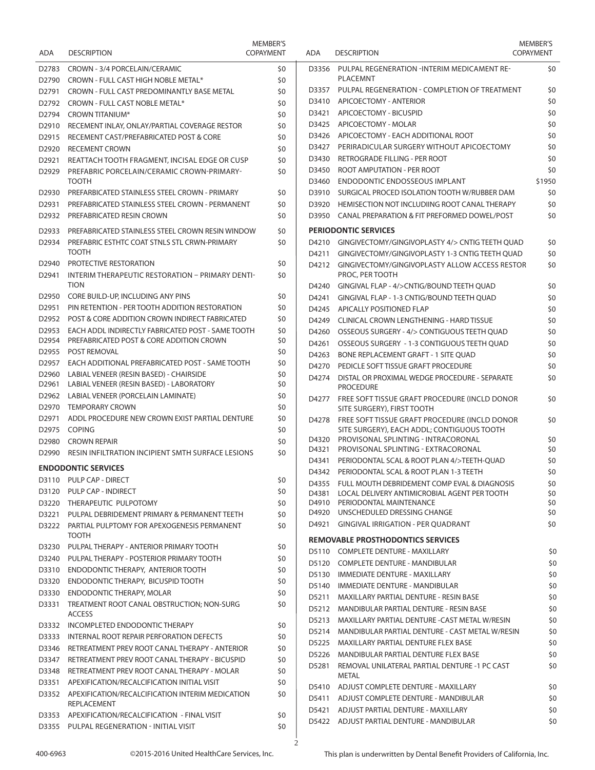| ADA | DESCRIPTION | MEMBER'S COPAYMENT |
|---|---|---|
| D2783 | CROWN - 3/4 PORCELAIN/CERAMIC | $0 |
| D2790 | CROWN - FULL CAST HIGH NOBLE METAL* | $0 |
| D2791 | CROWN - FULL CAST PREDOMINANTLY BASE METAL | $0 |
| D2792 | CROWN - FULL CAST NOBLE METAL* | $0 |
| D2794 | CROWN TITANIUM* | $0 |
| D2910 | RECEMENT INLAY, ONLAY/PARTIAL COVERAGE RESTOR | $0 |
| D2915 | RECEMENT CAST/PREFABRICATED POST & CORE | $0 |
| D2920 | RECEMENT CROWN | $0 |
| D2921 | REATTACH TOOTH FRAGMENT, INCISAL EDGE OR CUSP | $0 |
| D2929 | PREFABRIC PORCELAIN/CERAMIC CROWN-PRIMARY-TOOTH | $0 |
| D2930 | PREFARBICATED STAINLESS STEEL CROWN - PRIMARY | $0 |
| D2931 | PREFABRICATED STAINLESS STEEL CROWN - PERMANENT | $0 |
| D2932 | PREFABRICATED RESIN CROWN | $0 |
| D2933 | PREFABRICATED STAINLESS STEEL CROWN RESIN WINDOW | $0 |
| D2934 | PREFABRIC ESTHTC COAT STNLS STL CRWN-PRIMARY TOOTH | $0 |
| D2940 | PROTECTIVE RESTORATION | $0 |
| D2941 | INTERIM THERAPEUTIC RESTORATION – PRIMARY DENTITION | $0 |
| D2950 | CORE BUILD-UP, INCLUDING ANY PINS | $0 |
| D2951 | PIN RETENTION - PER TOOTH ADDITION RESTORATION | $0 |
| D2952 | POST & CORE ADDITION CROWN INDIRECT FABRICATED | $0 |
| D2953 | EACH ADDL INDIRECTLY FABRICATED POST - SAME TOOTH | $0 |
| D2954 | PREFABRICATED POST & CORE ADDITION CROWN | $0 |
| D2955 | POST REMOVAL | $0 |
| D2957 | EACH ADDITIONAL PREFABRICATED POST - SAME TOOTH | $0 |
| D2960 | LABIAL VENEER (RESIN BASED) - CHAIRSIDE | $0 |
| D2961 | LABIAL VENEER (RESIN BASED) - LABORATORY | $0 |
| D2962 | LABIAL VENEER (PORCELAIN LAMINATE) | $0 |
| D2970 | TEMPORARY CROWN | $0 |
| D2971 | ADDL PROCEDURE NEW CROWN EXIST PARTIAL DENTURE | $0 |
| D2975 | COPING | $0 |
| D2980 | CROWN REPAIR | $0 |
| D2990 | RESIN INFILTRATION INCIPIENT SMTH SURFACE LESIONS | $0 |

**ENDODONTIC SERVICES**

| ADA | DESCRIPTION | MEMBER'S COPAYMENT |
|---|---|---|
| D3110 | PULP CAP - DIRECT | $0 |
| D3120 | PULP CAP - INDIRECT | $0 |
| D3220 | THERAPEUTIC PULPOTOMY | $0 |
| D3221 | PULPAL DEBRIDEMENT PRIMARY & PERMANENT TEETH | $0 |
| D3222 | PARTIAL PULPTOMY FOR APEXOGENESIS PERMANENT TOOTH | $0 |
| D3230 | PULPAL THERAPY - ANTERIOR PRIMARY TOOTH | $0 |
| D3240 | PULPAL THERAPY - POSTERIOR PRIMARY TOOTH | $0 |
| D3310 | ENDODONTIC THERAPY, ANTERIOR TOOTH | $0 |
| D3320 | ENDODONTIC THERAPY, BICUSPID TOOTH | $0 |
| D3330 | ENDODONTIC THERAPY, MOLAR | $0 |
| D3331 | TREATMENT ROOT CANAL OBSTRUCTION; NON-SURG ACCESS | $0 |
| D3332 | INCOMPLETED ENDODONTIC THERAPY | $0 |
| D3333 | INTERNAL ROOT REPAIR PERFORATION DEFECTS | $0 |
| D3346 | RETREATMENT PREV ROOT CANAL THERAPY - ANTERIOR | $0 |
| D3347 | RETREATMENT PREV ROOT CANAL THERAPY - BICUSPID | $0 |
| D3348 | RETREATMENT PREV ROOT CANAL THERAPY - MOLAR | $0 |
| D3351 | APEXIFICATION/RECALCIFICATION INITIAL VISIT | $0 |
| D3352 | APEXIFICATION/RECALCIFICATION INTERIM MEDICATION REPLACEMENT | $0 |
| D3353 | APEXIFICATION/RECALCIFICATION - FINAL VISIT | $0 |
| D3355 | PULPAL REGENERATION - INITIAL VISIT | $0 |
| D3356 | PULPAL REGENERATION -INTERIM MEDICAMENT RE-PLACEMNT | $0 |
| D3357 | PULPAL REGENERATION - COMPLETION OF TREATMENT | $0 |
| D3410 | APICOECTOMY - ANTERIOR | $0 |
| D3421 | APICOECTOMY - BICUSPID | $0 |
| D3425 | APICOECTOMY - MOLAR | $0 |
| D3426 | APICOECTOMY - EACH ADDITIONAL ROOT | $0 |
| D3427 | PERIRADICULAR SURGERY WITHOUT APICOECTOMY | $0 |
| D3430 | RETROGRADE FILLING - PER ROOT | $0 |
| D3450 | ROOT AMPUTATION - PER ROOT | $0 |
| D3460 | ENDODONTIC ENDOSSEOUS IMPLANT | $1950 |
| D3910 | SURGICAL PROCED ISOLATION TOOTH W/RUBBER DAM | $0 |
| D3920 | HEMISECTION NOT INCLUDIING ROOT CANAL THERAPY | $0 |
| D3950 | CANAL PREPARATION & FIT PREFORMED DOWEL/POST | $0 |

**PERIODONTIC SERVICES**

| ADA | DESCRIPTION | MEMBER'S COPAYMENT |
|---|---|---|
| D4210 | GINGIVECTOMY/GINGIVOPLASTY 4/> CNTIG TEETH QUAD | $0 |
| D4211 | GINGIVECTOMY/GINGIVOPLASTY 1-3 CNTIG TEETH QUAD | $0 |
| D4212 | GINGIVECTOMY/GINGIVOPLASTY ALLOW ACCESS RESTOR PROC, PER TOOTH | $0 |
| D4240 | GINGIVAL FLAP - 4/>CNTIG/BOUND TEETH QUAD | $0 |
| D4241 | GINGIVAL FLAP - 1-3 CNTIG/BOUND TEETH QUAD | $0 |
| D4245 | APICALLY POSITIONED FLAP | $0 |
| D4249 | CLINICAL CROWN LENGTHENING - HARD TISSUE | $0 |
| D4260 | OSSEOUS SURGERY - 4/> CONTIGUOUS TEETH QUAD | $0 |
| D4261 | OSSEOUS SURGERY - 1-3 CONTIGUOUS TEETH QUAD | $0 |
| D4263 | BONE REPLACEMENT GRAFT - 1 SITE QUAD | $0 |
| D4270 | PEDICLE SOFT TISSUE GRAFT PROCEDURE | $0 |
| D4274 | DISTAL OR PROXIMAL WEDGE PROCEDURE - SEPARATE PROCEDURE | $0 |
| D4277 | FREE SOFT TISSUE GRAFT PROCEDURE (INCLD DONOR SITE SURGERY), FIRST TOOTH | $0 |
| D4278 | FREE SOFT TISSUE GRAFT PROCEDURE (INCLD DONOR SITE SURGERY), EACH ADDL; CONTIGUOUS TOOTH | $0 |
| D4320 | PROVISONAL SPLINTING - INTRACORONAL | $0 |
| D4321 | PROVISIONAL SPLINTING - EXTRACORONAL | $0 |
| D4341 | PERIODONTAL SCAL & ROOT PLAN 4/>TEETH-QUAD | $0 |
| D4342 | PERIODONTAL SCAL & ROOT PLAN 1-3 TEETH | $0 |
| D4355 | FULL MOUTH DEBRIDEMENT COMP EVAL & DIAGNOSIS | $0 |
| D4381 | LOCAL DELIVERY ANTIMICROBIAL AGENT PER TOOTH | $0 |
| D4910 | PERIODONTAL MAINTENANCE | $0 |
| D4920 | UNSCHEDULED DRESSING CHANGE | $0 |
| D4921 | GINGIVAL IRRIGATION - PER QUADRANT | $0 |

**REMOVABLE PROSTHODONTICS SERVICES**

| ADA | DESCRIPTION | MEMBER'S COPAYMENT |
|---|---|---|
| D5110 | COMPLETE DENTURE - MAXILLARY | $0 |
| D5120 | COMPLETE DENTURE - MANDIBULAR | $0 |
| D5130 | IMMEDIATE DENTURE - MAXILLARY | $0 |
| D5140 | IMMEDIATE DENTURE - MANDIBULAR | $0 |
| D5211 | MAXILLARY PARTIAL DENTURE - RESIN BASE | $0 |
| D5212 | MANDIBULAR PARTIAL DENTURE - RESIN BASE | $0 |
| D5213 | MAXILLARY PARTIAL DENTURE -CAST METAL W/RESIN | $0 |
| D5214 | MANDIBULAR PARTIAL DENTURE - CAST METAL W/RESIN | $0 |
| D5225 | MAXILLARY PARTIAL DENTURE FLEX BASE | $0 |
| D5226 | MANDIBULAR PARTIAL DENTURE FLEX BASE | $0 |
| D5281 | REMOVAL UNILATERAL PARTIAL DENTURE -1 PC CAST METAL | $0 |
| D5410 | ADJUST COMPLETE DENTURE - MAXILLARY | $0 |
| D5411 | ADJUST COMPLETE DENTURE - MANDIBULAR | $0 |
| D5421 | ADJUST PARTIAL DENTURE - MAXILLARY | $0 |
| D5422 | ADJUST PARTIAL DENTURE - MANDIBULAR | $0 |

400-6963 ©2015-2016 United HealthCare Services, Inc. This plan is underwritten by Dental Benefit Providers of California, Inc.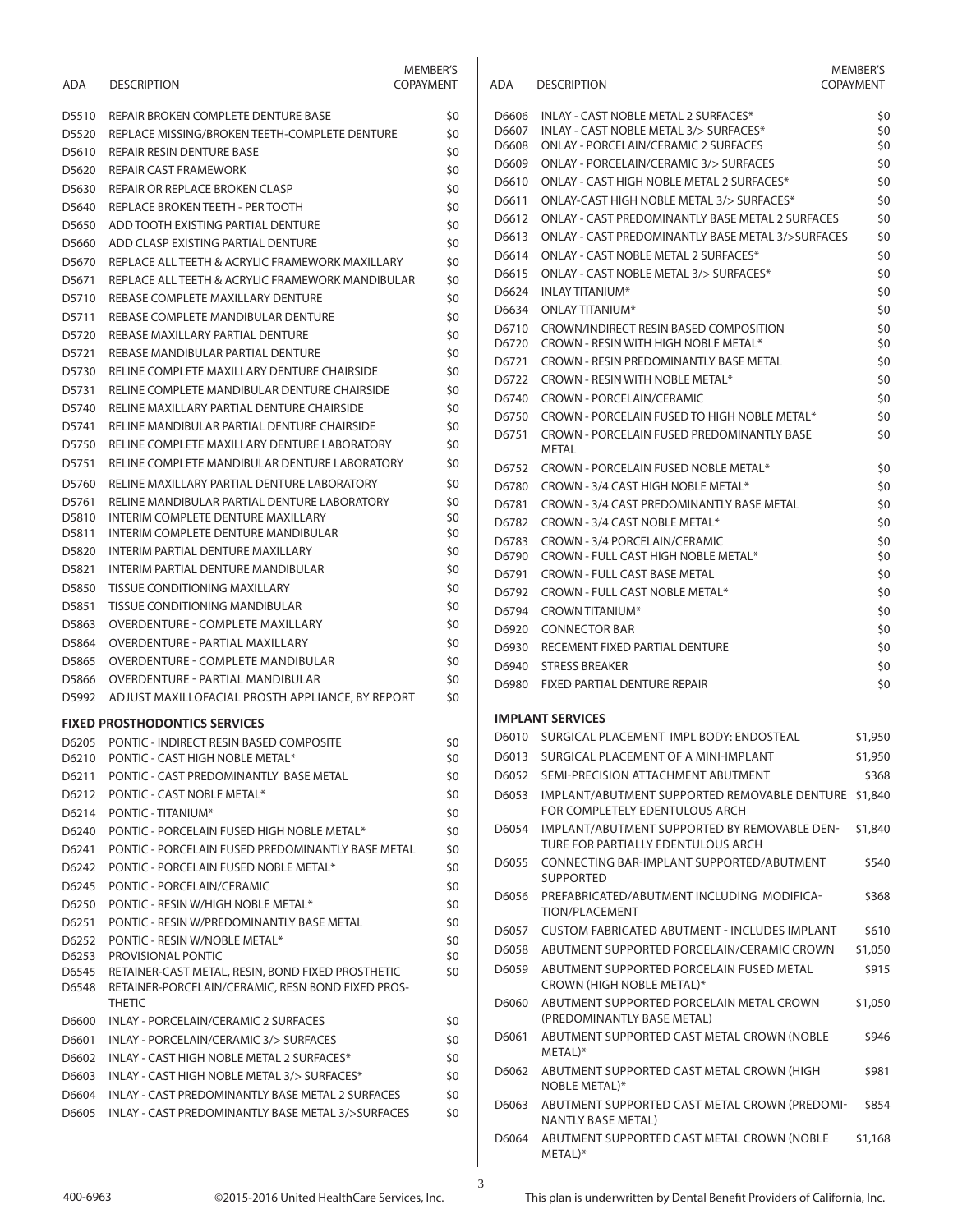| ADA | DESCRIPTION | MEMBER'S COPAYMENT |
|---|---|---|
| D5510 | REPAIR BROKEN COMPLETE DENTURE BASE | $0 |
| D5520 | REPLACE MISSING/BROKEN TEETH-COMPLETE DENTURE | $0 |
| D5610 | REPAIR RESIN DENTURE BASE | $0 |
| D5620 | REPAIR CAST FRAMEWORK | $0 |
| D5630 | REPAIR OR REPLACE BROKEN CLASP | $0 |
| D5640 | REPLACE BROKEN TEETH - PER TOOTH | $0 |
| D5650 | ADD TOOTH EXISTING PARTIAL DENTURE | $0 |
| D5660 | ADD CLASP EXISTING PARTIAL DENTURE | $0 |
| D5670 | REPLACE ALL TEETH & ACRYLIC FRAMEWORK MAXILLARY | $0 |
| D5671 | REPLACE ALL TEETH & ACRYLIC FRAMEWORK MANDIBULAR | $0 |
| D5710 | REBASE COMPLETE MAXILLARY DENTURE | $0 |
| D5711 | REBASE COMPLETE MANDIBULAR DENTURE | $0 |
| D5720 | REBASE MAXILLARY PARTIAL DENTURE | $0 |
| D5721 | REBASE MANDIBULAR PARTIAL DENTURE | $0 |
| D5730 | RELINE COMPLETE MAXILLARY DENTURE CHAIRSIDE | $0 |
| D5731 | RELINE COMPLETE MANDIBULAR DENTURE CHAIRSIDE | $0 |
| D5740 | RELINE MAXILLARY PARTIAL DENTURE CHAIRSIDE | $0 |
| D5741 | RELINE MANDIBULAR PARTIAL DENTURE CHAIRSIDE | $0 |
| D5750 | RELINE COMPLETE MAXILLARY DENTURE LABORATORY | $0 |
| D5751 | RELINE COMPLETE MANDIBULAR DENTURE LABORATORY | $0 |
| D5760 | RELINE MAXILLARY PARTIAL DENTURE LABORATORY | $0 |
| D5761 | RELINE MANDIBULAR PARTIAL DENTURE LABORATORY | $0 |
| D5810 | INTERIM COMPLETE DENTURE MAXILLARY | $0 |
| D5811 | INTERIM COMPLETE DENTURE MANDIBULAR | $0 |
| D5820 | INTERIM PARTIAL DENTURE MAXILLARY | $0 |
| D5821 | INTERIM PARTIAL DENTURE MANDIBULAR | $0 |
| D5850 | TISSUE CONDITIONING MAXILLARY | $0 |
| D5851 | TISSUE CONDITIONING MANDIBULAR | $0 |
| D5863 | OVERDENTURE - COMPLETE MAXILLARY | $0 |
| D5864 | OVERDENTURE - PARTIAL MAXILLARY | $0 |
| D5865 | OVERDENTURE - COMPLETE MANDIBULAR | $0 |
| D5866 | OVERDENTURE - PARTIAL MANDIBULAR | $0 |
| D5992 | ADJUST MAXILLOFACIAL PROSTH APPLIANCE, BY REPORT | $0 |

**FIXED PROSTHODONTICS SERVICES**

| ADA | DESCRIPTION | MEMBER'S COPAYMENT |
|---|---|---|
| D6205 | PONTIC - INDIRECT RESIN BASED COMPOSITE | $0 |
| D6210 | PONTIC - CAST HIGH NOBLE METAL* | $0 |
| D6211 | PONTIC - CAST PREDOMINANTLY BASE METAL | $0 |
| D6212 | PONTIC - CAST NOBLE METAL* | $0 |
| D6214 | PONTIC - TITANIUM* | $0 |
| D6240 | PONTIC - PORCELAIN FUSED HIGH NOBLE METAL* | $0 |
| D6241 | PONTIC - PORCELAIN FUSED PREDOMINANTLY BASE METAL | $0 |
| D6242 | PONTIC - PORCELAIN FUSED NOBLE METAL* | $0 |
| D6245 | PONTIC - PORCELAIN/CERAMIC | $0 |
| D6250 | PONTIC - RESIN W/HIGH NOBLE METAL* | $0 |
| D6251 | PONTIC - RESIN W/PREDOMINANTLY BASE METAL | $0 |
| D6252 | PONTIC - RESIN W/NOBLE METAL* | $0 |
| D6253 | PROVISIONAL PONTIC | $0 |
| D6545 | RETAINER-CAST METAL, RESIN, BOND FIXED PROSTHETIC | $0 |
| D6548 | RETAINER-PORCELAIN/CERAMIC, RESN BOND FIXED PROSTHETIC | |
| D6600 | INLAY - PORCELAIN/CERAMIC 2 SURFACES | $0 |
| D6601 | INLAY - PORCELAIN/CERAMIC 3/> SURFACES | $0 |
| D6602 | INLAY - CAST HIGH NOBLE METAL 2 SURFACES* | $0 |
| D6603 | INLAY - CAST HIGH NOBLE METAL 3/> SURFACES* | $0 |
| D6604 | INLAY - CAST PREDOMINANTLY BASE METAL 2 SURFACES | $0 |
| D6605 | INLAY - CAST PREDOMINANTLY BASE METAL 3/>SURFACES | $0 |
| D6606 | INLAY - CAST NOBLE METAL 2 SURFACES* | $0 |
| D6607 | INLAY - CAST NOBLE METAL 3/> SURFACES* | $0 |
| D6608 | ONLAY - PORCELAIN/CERAMIC 2 SURFACES | $0 |
| D6609 | ONLAY - PORCELAIN/CERAMIC 3/> SURFACES | $0 |
| D6610 | ONLAY - CAST HIGH NOBLE METAL 2 SURFACES* | $0 |
| D6611 | ONLAY-CAST HIGH NOBLE METAL 3/> SURFACES* | $0 |
| D6612 | ONLAY - CAST PREDOMINANTLY BASE METAL 2 SURFACES | $0 |
| D6613 | ONLAY - CAST PREDOMINANTLY BASE METAL 3/>SURFACES | $0 |
| D6614 | ONLAY - CAST NOBLE METAL 2 SURFACES* | $0 |
| D6615 | ONLAY - CAST NOBLE METAL 3/> SURFACES* | $0 |
| D6624 | INLAY TITANIUM* | $0 |
| D6634 | ONLAY TITANIUM* | $0 |
| D6710 | CROWN/INDIRECT RESIN BASED COMPOSITION | $0 |
| D6720 | CROWN - RESIN WITH HIGH NOBLE METAL* | $0 |
| D6721 | CROWN - RESIN PREDOMINANTLY BASE METAL | $0 |
| D6722 | CROWN - RESIN WITH NOBLE METAL* | $0 |
| D6740 | CROWN - PORCELAIN/CERAMIC | $0 |
| D6750 | CROWN - PORCELAIN FUSED TO HIGH NOBLE METAL* | $0 |
| D6751 | CROWN - PORCELAIN FUSED PREDOMINANTLY BASE METAL | $0 |
| D6752 | CROWN - PORCELAIN FUSED NOBLE METAL* | $0 |
| D6780 | CROWN - 3/4 CAST HIGH NOBLE METAL* | $0 |
| D6781 | CROWN - 3/4 CAST PREDOMINANTLY BASE METAL | $0 |
| D6782 | CROWN - 3/4 CAST NOBLE METAL* | $0 |
| D6783 | CROWN - 3/4 PORCELAIN/CERAMIC | $0 |
| D6790 | CROWN - FULL CAST HIGH NOBLE METAL* | $0 |
| D6791 | CROWN - FULL CAST BASE METAL | $0 |
| D6792 | CROWN - FULL CAST NOBLE METAL* | $0 |
| D6794 | CROWN TITANIUM* | $0 |
| D6920 | CONNECTOR BAR | $0 |
| D6930 | RECEMENT FIXED PARTIAL DENTURE | $0 |
| D6940 | STRESS BREAKER | $0 |
| D6980 | FIXED PARTIAL DENTURE REPAIR | $0 |

**IMPLANT SERVICES**

| ADA | DESCRIPTION | MEMBER'S COPAYMENT |
|---|---|---|
| D6010 | SURGICAL PLACEMENT IMPL BODY: ENDOSTEAL | $1,950 |
| D6013 | SURGICAL PLACEMENT OF A MINI-IMPLANT | $1,950 |
| D6052 | SEMI-PRECISION ATTACHMENT ABUTMENT | $368 |
| D6053 | IMPLANT/ABUTMENT SUPPORTED REMOVABLE DENTURE FOR COMPLETELY EDENTULOUS ARCH | $1,840 |
| D6054 | IMPLANT/ABUTMENT SUPPORTED BY REMOVABLE DENTURE FOR PARTIALLY EDENTULOUS ARCH | $1,840 |
| D6055 | CONNECTING BAR-IMPLANT SUPPORTED/ABUTMENT SUPPORTED | $540 |
| D6056 | PREFABRICATED/ABUTMENT INCLUDING MODIFICATION/PLACEMENT | $368 |
| D6057 | CUSTOM FABRICATED ABUTMENT - INCLUDES IMPLANT | $610 |
| D6058 | ABUTMENT SUPPORTED PORCELAIN/CERAMIC CROWN | $1,050 |
| D6059 | ABUTMENT SUPPORTED PORCELAIN FUSED METAL CROWN (HIGH NOBLE METAL)* | $915 |
| D6060 | ABUTMENT SUPPORTED PORCELAIN METAL CROWN (PREDOMINANTLY BASE METAL) | $1,050 |
| D6061 | ABUTMENT SUPPORTED CAST METAL CROWN (NOBLE METAL)* | $946 |
| D6062 | ABUTMENT SUPPORTED CAST METAL CROWN (HIGH NOBLE METAL)* | $981 |
| D6063 | ABUTMENT SUPPORTED CAST METAL CROWN (PREDOMINANTLY BASE METAL) | $854 |
| D6064 | ABUTMENT SUPPORTED CAST METAL CROWN (NOBLE METAL)* | $1,168 |

400-6963 ©2015-2016 United HealthCare Services, Inc. This plan is underwritten by Dental Benefit Providers of California, Inc.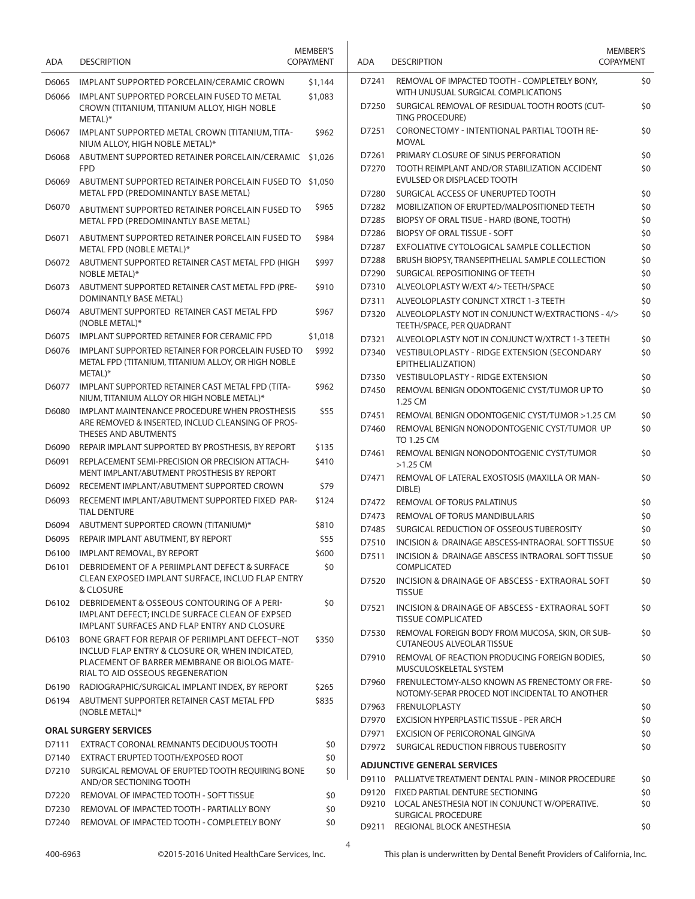| ADA | DESCRIPTION | MEMBER'S COPAYMENT |
|---|---|---|
| D6065 | IMPLANT SUPPORTED PORCELAIN/CERAMIC CROWN | $1,144 |
| D6066 | IMPLANT SUPPORTED PORCELAIN FUSED TO METAL CROWN (TITANIUM, TITANIUM ALLOY, HIGH NOBLE METAL)* | $1,083 |
| D6067 | IMPLANT SUPPORTED METAL CROWN (TITANIUM, TITANIUM ALLOY, HIGH NOBLE METAL)* | $962 |
| D6068 | ABUTMENT SUPPORTED RETAINER PORCELAIN/CERAMIC FPD | $1,026 |
| D6069 | ABUTMENT SUPPORTED RETAINER PORCELAIN FUSED TO METAL FPD (PREDOMINANTLY BASE METAL) | $1,050 |
| D6070 | ABUTMENT SUPPORTED RETAINER PORCELAIN FUSED TO METAL FPD (PREDOMINANTLY BASE METAL) | $965 |
| D6071 | ABUTMENT SUPPORTED RETAINER PORCELAIN FUSED TO METAL FPD (NOBLE METAL)* | $984 |
| D6072 | ABUTMENT SUPPORTED RETAINER CAST METAL FPD (HIGH NOBLE METAL)* | $997 |
| D6073 | ABUTMENT SUPPORTED RETAINER CAST METAL FPD (PREDOMINANTLY BASE METAL) | $910 |
| D6074 | ABUTMENT SUPPORTED RETAINER CAST METAL FPD (NOBLE METAL)* | $967 |
| D6075 | IMPLANT SUPPORTED RETAINER FOR CERAMIC FPD | $1,018 |
| D6076 | IMPLANT SUPPORTED RETAINER FOR PORCELAIN FUSED TO METAL FPD (TITANIUM, TITANIUM ALLOY, OR HIGH NOBLE METAL)* | $992 |
| D6077 | IMPLANT SUPPORTED RETAINER CAST METAL FPD (TITANIUM, TITANIUM ALLOY OR HIGH NOBLE METAL)* | $962 |
| D6080 | IMPLANT MAINTENANCE PROCEDURE WHEN PROSTHESIS ARE REMOVED & INSERTED, INCLUD CLEANSING OF PROSTHESES AND ABUTMENTS | $55 |
| D6090 | REPAIR IMPLANT SUPPORTED BY PROSTHESIS, BY REPORT | $135 |
| D6091 | REPLACEMENT SEMI-PRECISION OR PRECISION ATTACHMENT IMPLANT/ABUTMENT PROSTHESIS BY REPORT | $410 |
| D6092 | RECEMENT IMPLANT/ABUTMENT SUPPORTED CROWN | $79 |
| D6093 | RECEMENT IMPLANT/ABUTMENT SUPPORTED FIXED PARTIAL DENTURE | $124 |
| D6094 | ABUTMENT SUPPORTED CROWN (TITANIUM)* | $810 |
| D6095 | REPAIR IMPLANT ABUTMENT, BY REPORT | $55 |
| D6100 | IMPLANT REMOVAL, BY REPORT | $600 |
| D6101 | DEBRIDEMENT OF A PERIIMPLANT DEFECT & SURFACE CLEAN EXPOSED IMPLANT SURFACE, INCLUD FLAP ENTRY & CLOSURE | $0 |
| D6102 | DEBRIDEMENT & OSSEOUS CONTOURING OF A PERIIMPLANT DEFECT; INCLDE SURFACE CLEAN OF EXPSED IMPLANT SURFACES AND FLAP ENTRY AND CLOSURE | $0 |
| D6103 | BONE GRAFT FOR REPAIR OF PERIIMPLANT DEFECT–NOT INCLUD FLAP ENTRY & CLOSURE OR, WHEN INDICATED, PLACEMENT OF BARRER MEMBRANE OR BIOLOG MATERIAL TO AID OSSEOUS REGENERATION | $350 |
| D6190 | RADIOGRAPHIC/SURGICAL IMPLANT INDEX, BY REPORT | $265 |
| D6194 | ABUTMENT SUPPORTER RETAINER CAST METAL FPD (NOBLE METAL)* | $835 |
| | **ORAL SURGERY SERVICES** | |
| D7111 | EXTRACT CORONAL REMNANTS DECIDUOUS TOOTH | $0 |
| D7140 | EXTRACT ERUPTED TOOTH/EXPOSED ROOT | $0 |
| D7210 | SURGICAL REMOVAL OF ERUPTED TOOTH REQUIRING BONE AND/OR SECTIONING TOOTH | $0 |
| D7220 | REMOVAL OF IMPACTED TOOTH - SOFT TISSUE | $0 |
| D7230 | REMOVAL OF IMPACTED TOOTH - PARTIALLY BONY | $0 |
| D7240 | REMOVAL OF IMPACTED TOOTH - COMPLETELY BONY | $0 |
| D7241 | REMOVAL OF IMPACTED TOOTH - COMPLETELY BONY, WITH UNUSUAL SURGICAL COMPLICATIONS | $0 |
| D7250 | SURGICAL REMOVAL OF RESIDUAL TOOTH ROOTS (CUTTING PROCEDURE) | $0 |
| D7251 | CORONECTOMY - INTENTIONAL PARTIAL TOOTH REMOVAL | $0 |
| D7261 | PRIMARY CLOSURE OF SINUS PERFORATION | $0 |
| D7270 | TOOTH REIMPLANT AND/OR STABILIZATION ACCIDENT EVULSED OR DISPLACED TOOTH | $0 |
| D7280 | SURGICAL ACCESS OF UNERUPTED TOOTH | $0 |
| D7282 | MOBILIZATION OF ERUPTED/MALPOSITIONED TEETH | $0 |
| D7285 | BIOPSY OF ORAL TISUE - HARD (BONE, TOOTH) | $0 |
| D7286 | BIOPSY OF ORAL TISSUE - SOFT | $0 |
| D7287 | EXFOLIATIVE CYTOLOGICAL SAMPLE COLLECTION | $0 |
| D7288 | BRUSH BIOPSY, TRANSEPITHELIAL SAMPLE COLLECTION | $0 |
| D7290 | SURGICAL REPOSITIONING OF TEETH | $0 |
| D7310 | ALVEOLOPLASTY W/EXT 4/> TEETH/SPACE | $0 |
| D7311 | ALVEOLOPLASTY CONJNCT XTRCT 1-3 TEETH | $0 |
| D7320 | ALVEOLOPLASTY NOT IN CONJUNCT W/EXTRACTIONS - 4/> TEETH/SPACE, PER QUADRANT | $0 |
| D7321 | ALVEOLOPLASTY NOT IN CONJUNCT W/XTRCT 1-3 TEETH | $0 |
| D7340 | VESTIBULOPLASTY - RIDGE EXTENSION (SECONDARY EPITHELIALIZATION) | $0 |
| D7350 | VESTIBULOPLASTY - RIDGE EXTENSION | $0 |
| D7450 | REMOVAL BENIGN ODONTOGENIC CYST/TUMOR UP TO 1.25 CM | $0 |
| D7451 | REMOVAL BENIGN ODONTOGENIC CYST/TUMOR >1.25 CM | $0 |
| D7460 | REMOVAL BENIGN NONODONTOGENIC CYST/TUMOR UP TO 1.25 CM | $0 |
| D7461 | REMOVAL BENIGN NONODONTOGENIC CYST/TUMOR >1.25 CM | $0 |
| D7471 | REMOVAL OF LATERAL EXOSTOSIS (MAXILLA OR MANDIBLE) | $0 |
| D7472 | REMOVAL OF TORUS PALATINUS | $0 |
| D7473 | REMOVAL OF TORUS MANDIBULARIS | $0 |
| D7485 | SURGICAL REDUCTION OF OSSEOUS TUBEROSITY | $0 |
| D7510 | INCISION & DRAINAGE ABSCESS-INTRAORAL SOFT TISSUE | $0 |
| D7511 | INCISION & DRAINAGE ABSCESS INTRAORAL SOFT TISSUE COMPLICATED | $0 |
| D7520 | INCISION & DRAINAGE OF ABSCESS - EXTRAORAL SOFT TISSUE | $0 |
| D7521 | INCISION & DRAINAGE OF ABSCESS - EXTRAORAL SOFT TISSUE COMPLICATED | $0 |
| D7530 | REMOVAL FOREIGN BODY FROM MUCOSA, SKIN, OR SUBCUTANEOUS ALVEOLAR TISSUE | $0 |
| D7910 | REMOVAL OF REACTION PRODUCING FOREIGN BODIES, MUSCULOSKELETAL SYSTEM | $0 |
| D7960 | FRENULECTOMY-ALSO KNOWN AS FRENECTOMY OR FRENOTOMY-SEPAR PROCED NOT INCIDENTAL TO ANOTHER | $0 |
| D7963 | FRENULOPLASTY | $0 |
| D7970 | EXCISION HYPERPLASTIC TISSUE - PER ARCH | $0 |
| D7971 | EXCISION OF PERICORONAL GINGIVA | $0 |
| D7972 | SURGICAL REDUCTION FIBROUS TUBEROSITY | $0 |
| | **ADJUNCTIVE GENERAL SERVICES** | |
| D9110 | PALLIATVE TREATMENT DENTAL PAIN - MINOR PROCEDURE | $0 |
| D9120 | FIXED PARTIAL DENTURE SECTIONING | $0 |
| D9210 | LOCAL ANESTHESIA NOT IN CONJUNCT W/OPERATIVE. SURGICAL PROCEDURE | $0 |
| D9211 | REGIONAL BLOCK ANESTHESIA | $0 |

400-6963 ©2015-2016 United HealthCare Services, Inc. This plan is underwritten by Dental Benefit Providers of California, Inc.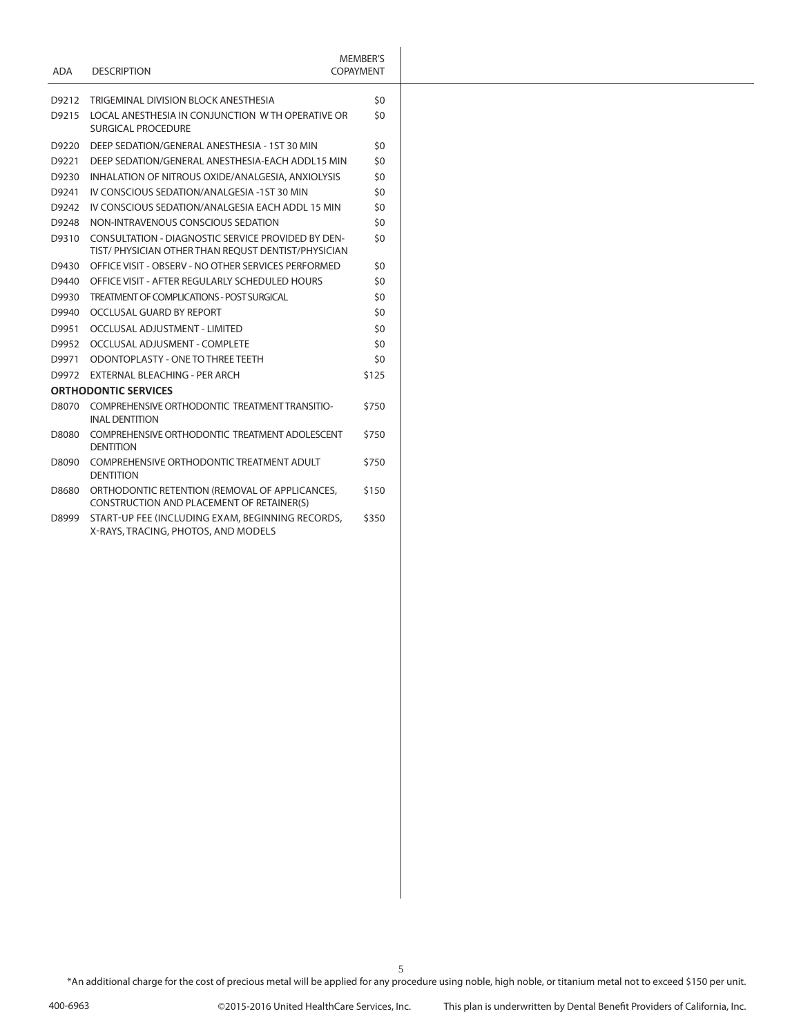| ADA | DESCRIPTION | MEMBER'S COPAYMENT |
|---|---|---|
| D9212 | TRIGEMINAL DIVISION BLOCK ANESTHESIA | $0 |
| D9215 | LOCAL ANESTHESIA IN CONJUNCTION W TH OPERATIVE OR SURGICAL PROCEDURE | $0 |
| D9220 | DEEP SEDATION/GENERAL ANESTHESIA - 1ST 30 MIN | $0 |
| D9221 | DEEP SEDATION/GENERAL ANESTHESIA-EACH ADDL15 MIN | $0 |
| D9230 | INHALATION OF NITROUS OXIDE/ANALGESIA, ANXIOLYSIS | $0 |
| D9241 | IV CONSCIOUS SEDATION/ANALGESIA -1ST 30 MIN | $0 |
| D9242 | IV CONSCIOUS SEDATION/ANALGESIA EACH ADDL 15 MIN | $0 |
| D9248 | NON-INTRAVENOUS CONSCIOUS SEDATION | $0 |
| D9310 | CONSULTATION - DIAGNOSTIC SERVICE PROVIDED BY DENTIST/ PHYSICIAN OTHER THAN REQUST DENTIST/PHYSICIAN | $0 |
| D9430 | OFFICE VISIT - OBSERV - NO OTHER SERVICES PERFORMED | $0 |
| D9440 | OFFICE VISIT - AFTER REGULARLY SCHEDULED HOURS | $0 |
| D9930 | TREATMENT OF COMPLICATIONS - POST SURGICAL | $0 |
| D9940 | OCCLUSAL GUARD BY REPORT | $0 |
| D9951 | OCCLUSAL ADJUSTMENT - LIMITED | $0 |
| D9952 | OCCLUSAL ADJUSMENT - COMPLETE | $0 |
| D9971 | ODONTOPLASTY - ONE TO THREE TEETH | $0 |
| D9972 | EXTERNAL BLEACHING - PER ARCH | $125 |
| **ORTHODONTIC SERVICES** | | |
| D8070 | COMPREHENSIVE ORTHODONTIC TREATMENT TRANSITIOINAL DENTITION | $750 |
| D8080 | COMPREHENSIVE ORTHODONTIC TREATMENT ADOLESCENT DENTITION | $750 |
| D8090 | COMPREHENSIVE ORTHODONTIC TREATMENT ADULT DENTITION | $750 |
| D8680 | ORTHODONTIC RETENTION (REMOVAL OF APPLICANCES, CONSTRUCTION AND PLACEMENT OF RETAINER(S) | $150 |
| D8999 | START-UP FEE (INCLUDING EXAM, BEGINNING RECORDS, X-RAYS, TRACING, PHOTOS, AND MODELS | $350 |

*An additional charge for the cost of precious metal will be applied for any procedure using noble, high noble, or titanium metal not to exceed $150 per unit.

400-6963 ©2015-2016 United HealthCare Services, Inc. This plan is underwritten by Dental Benefit Providers of California, Inc.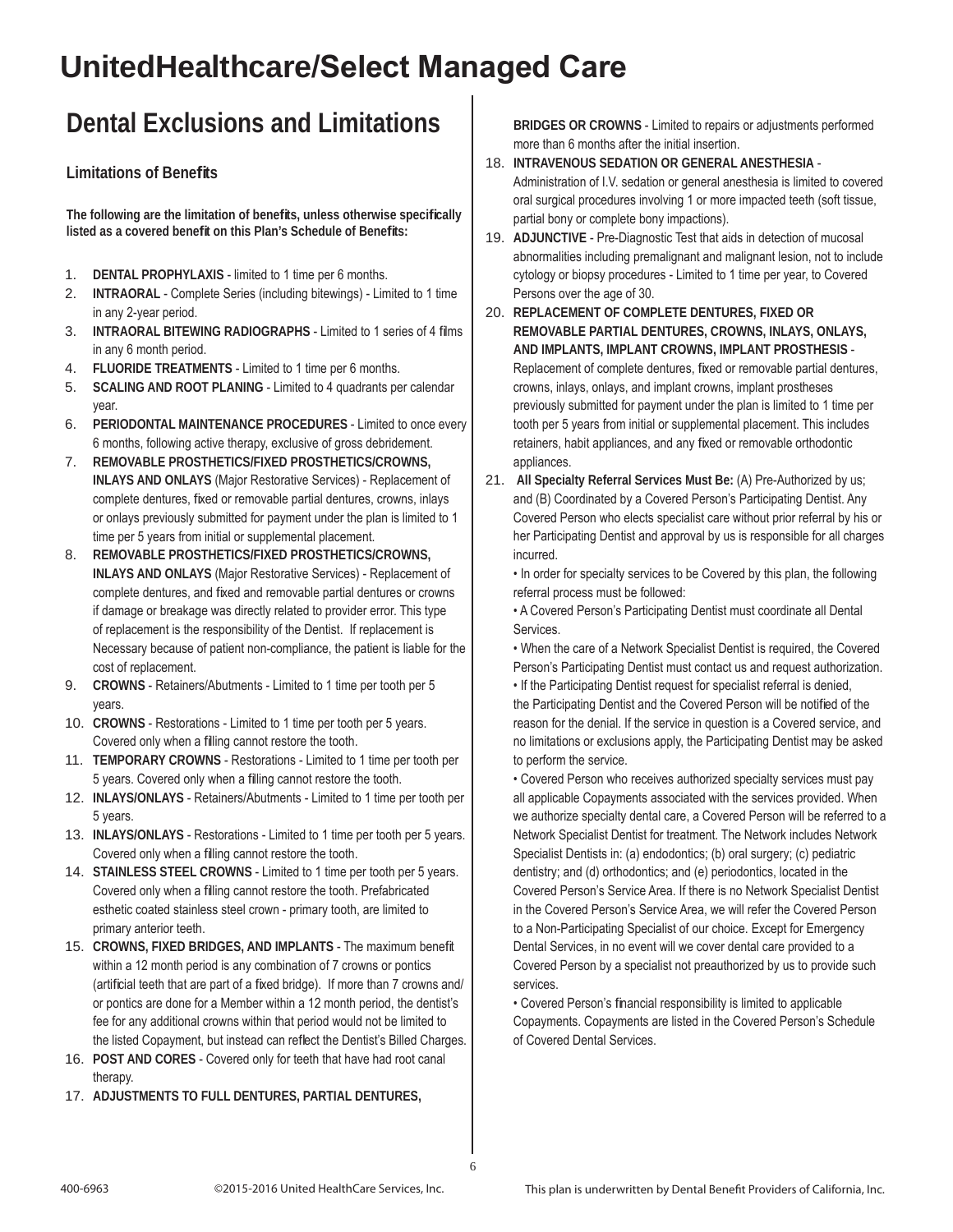# UnitedHealthcare/Select Managed Care

## Dental Exclusions and Limitations

### Limitations of Benefits

**The following are the limitation of benefits, unless otherwise specifically listed as a covered benefit on this Plan's Schedule of Benefits:**

1. **DENTAL PROPHYLAXIS** - limited to 1 time per 6 months.
2. **INTRAORAL** - Complete Series (including bitewings) - Limited to 1 time in any 2-year period.
3. **INTRAORAL BITEWING RADIOGRAPHS** - Limited to 1 series of 4 films in any 6 month period.
4. **FLUORIDE TREATMENTS** - Limited to 1 time per 6 months.
5. **SCALING AND ROOT PLANING** - Limited to 4 quadrants per calendar year.
6. **PERIODONTAL MAINTENANCE PROCEDURES** - Limited to once every 6 months, following active therapy, exclusive of gross debridement.
7. **REMOVABLE PROSTHETICS/FIXED PROSTHETICS/CROWNS, INLAYS AND ONLAYS** (Major Restorative Services) - Replacement of complete dentures, fixed or removable partial dentures, crowns, inlays or onlays previously submitted for payment under the plan is limited to 1 time per 5 years from initial or supplemental placement.
8. **REMOVABLE PROSTHETICS/FIXED PROSTHETICS/CROWNS, INLAYS AND ONLAYS** (Major Restorative Services) - Replacement of complete dentures, and fixed and removable partial dentures or crowns if damage or breakage was directly related to provider error. This type of replacement is the responsibility of the Dentist. If replacement is Necessary because of patient non-compliance, the patient is liable for the cost of replacement.
9. **CROWNS** - Retainers/Abutments - Limited to 1 time per tooth per 5 years.
10. **CROWNS** - Restorations - Limited to 1 time per tooth per 5 years. Covered only when a filling cannot restore the tooth.
11. **TEMPORARY CROWNS** - Restorations - Limited to 1 time per tooth per 5 years. Covered only when a filling cannot restore the tooth.
12. **INLAYS/ONLAYS** - Retainers/Abutments - Limited to 1 time per tooth per 5 years.
13. **INLAYS/ONLAYS** - Restorations - Limited to 1 time per tooth per 5 years. Covered only when a filling cannot restore the tooth.
14. **STAINLESS STEEL CROWNS** - Limited to 1 time per tooth per 5 years. Covered only when a filling cannot restore the tooth. Prefabricated esthetic coated stainless steel crown - primary tooth, are limited to primary anterior teeth.
15. **CROWNS, FIXED BRIDGES, AND IMPLANTS** - The maximum benefit within a 12 month period is any combination of 7 crowns or pontics (artificial teeth that are part of a fixed bridge). If more than 7 crowns and/or pontics are done for a Member within a 12 month period, the dentist's fee for any additional crowns within that period would not be limited to the listed Copayment, but instead can reflect the Dentist's Billed Charges.
16. **POST AND CORES** - Covered only for teeth that have had root canal therapy.
17. **ADJUSTMENTS TO FULL DENTURES, PARTIAL DENTURES, BRIDGES OR CROWNS** - Limited to repairs or adjustments performed more than 6 months after the initial insertion.
18. **INTRAVENOUS SEDATION OR GENERAL ANESTHESIA** - Administration of I.V. sedation or general anesthesia is limited to covered oral surgical procedures involving 1 or more impacted teeth (soft tissue, partial bony or complete bony impactions).
19. **ADJUNCTIVE** - Pre-Diagnostic Test that aids in detection of mucosal abnormalities including premalignant and malignant lesion, not to include cytology or biopsy procedures - Limited to 1 time per year, to Covered Persons over the age of 30.
20. **REPLACEMENT OF COMPLETE DENTURES, FIXED OR REMOVABLE PARTIAL DENTURES, CROWNS, INLAYS, ONLAYS, AND IMPLANTS, IMPLANT CROWNS, IMPLANT PROSTHESIS** - Replacement of complete dentures, fixed or removable partial dentures, crowns, inlays, onlays, and implant crowns, implant prostheses previously submitted for payment under the plan is limited to 1 time per tooth per 5 years from initial or supplemental placement. This includes retainers, habit appliances, and any fixed or removable orthodontic appliances.
21. **All Specialty Referral Services Must Be:** (A) Pre-Authorized by us; and (B) Coordinated by a Covered Person's Participating Dentist. Any Covered Person who elects specialist care without prior referral by his or her Participating Dentist and approval by us is responsible for all charges incurred.

    • In order for specialty services to be Covered by this plan, the following referral process must be followed:

    • A Covered Person's Participating Dentist must coordinate all Dental Services.

    • When the care of a Network Specialist Dentist is required, the Covered Person's Participating Dentist must contact us and request authorization.

    • If the Participating Dentist request for specialist referral is denied, the Participating Dentist and the Covered Person will be notified of the reason for the denial. If the service in question is a Covered service, and no limitations or exclusions apply, the Participating Dentist may be asked to perform the service.

    • Covered Person who receives authorized specialty services must pay all applicable Copayments associated with the services provided. When we authorize specialty dental care, a Covered Person will be referred to a Network Specialist Dentist for treatment. The Network includes Network Specialist Dentists in: (a) endodontics; (b) oral surgery; (c) pediatric dentistry; and (d) orthodontics; and (e) periodontics, located in the Covered Person's Service Area. If there is no Network Specialist Dentist in the Covered Person's Service Area, we will refer the Covered Person to a Non-Participating Specialist of our choice. Except for Emergency Dental Services, in no event will we cover dental care provided to a Covered Person by a specialist not preauthorized by us to provide such services.

    • Covered Person's financial responsibility is limited to applicable Copayments. Copayments are listed in the Covered Person's Schedule of Covered Dental Services.

400-6963 ©2015-2016 United HealthCare Services, Inc. This plan is underwritten by Dental Benefit Providers of California, Inc.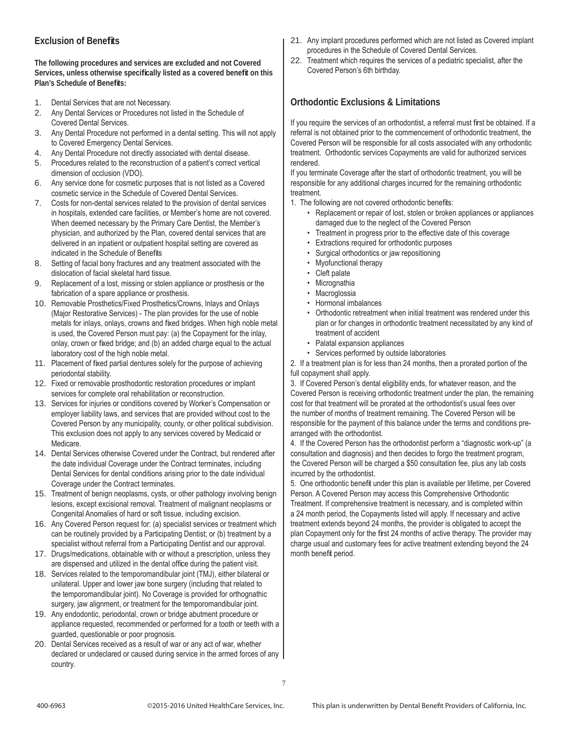## Exclusion of Benefits

**The following procedures and services are excluded and not Covered Services, unless otherwise specifically listed as a covered benefit on this Plan's Schedule of Benefits:**

1. Dental Services that are not Necessary.
2. Any Dental Services or Procedures not listed in the Schedule of Covered Dental Services.
3. Any Dental Procedure not performed in a dental setting. This will not apply to Covered Emergency Dental Services.
4. Any Dental Procedure not directly associated with dental disease.
5. Procedures related to the reconstruction of a patient's correct vertical dimension of occlusion (VDO).
6. Any service done for cosmetic purposes that is not listed as a Covered cosmetic service in the Schedule of Covered Dental Services.
7. Costs for non-dental services related to the provision of dental services in hospitals, extended care facilities, or Member's home are not covered. When deemed necessary by the Primary Care Dentist, the Member's physician, and authorized by the Plan, covered dental services that are delivered in an inpatient or outpatient hospital setting are covered as indicated in the Schedule of Benefits
8. Setting of facial bony fractures and any treatment associated with the dislocation of facial skeletal hard tissue.
9. Replacement of a lost, missing or stolen appliance or prosthesis or the fabrication of a spare appliance or prosthesis.
10. Removable Prosthetics/Fixed Prosthetics/Crowns, Inlays and Onlays (Major Restorative Services) - The plan provides for the use of noble metals for inlays, onlays, crowns and fixed bridges. When high noble metal is used, the Covered Person must pay: (a) the Copayment for the inlay, onlay, crown or fixed bridge; and (b) an added charge equal to the actual laboratory cost of the high noble metal.
11. Placement of fixed partial dentures solely for the purpose of achieving periodontal stability.
12. Fixed or removable prosthodontic restoration procedures or implant services for complete oral rehabilitation or reconstruction.
13. Services for injuries or conditions covered by Worker's Compensation or employer liability laws, and services that are provided without cost to the Covered Person by any municipality, county, or other political subdivision. This exclusion does not apply to any services covered by Medicaid or Medicare.
14. Dental Services otherwise Covered under the Contract, but rendered after the date individual Coverage under the Contract terminates, including Dental Services for dental conditions arising prior to the date individual Coverage under the Contract terminates.
15. Treatment of benign neoplasms, cysts, or other pathology involving benign lesions, except excisional removal. Treatment of malignant neoplasms or Congenital Anomalies of hard or soft tissue, including excision.
16. Any Covered Person request for: (a) specialist services or treatment which can be routinely provided by a Participating Dentist; or (b) treatment by a specialist without referral from a Participating Dentist and our approval.
17. Drugs/medications, obtainable with or without a prescription, unless they are dispensed and utilized in the dental office during the patient visit.
18. Services related to the temporomandibular joint (TMJ), either bilateral or unilateral. Upper and lower jaw bone surgery (including that related to the temporomandibular joint). No Coverage is provided for orthognathic surgery, jaw alignment, or treatment for the temporomandibular joint.
19. Any endodontic, periodontal, crown or bridge abutment procedure or appliance requested, recommended or performed for a tooth or teeth with a guarded, questionable or poor prognosis.
20. Dental Services received as a result of war or any act of war, whether declared or undeclared or caused during service in the armed forces of any country.
21. Any implant procedures performed which are not listed as Covered implant procedures in the Schedule of Covered Dental Services.
22. Treatment which requires the services of a pediatric specialist, after the Covered Person's 6th birthday.

## Orthodontic Exclusions & Limitations

If you require the services of an orthodontist, a referral must first be obtained. If a referral is not obtained prior to the commencement of orthodontic treatment, the Covered Person will be responsible for all costs associated with any orthodontic treatment. Orthodontic services Copayments are valid for authorized services rendered.

If you terminate Coverage after the start of orthodontic treatment, you will be responsible for any additional charges incurred for the remaining orthodontic treatment.

1. The following are not covered orthodontic benefits:
   - Replacement or repair of lost, stolen or broken appliances or appliances damaged due to the neglect of the Covered Person
   - Treatment in progress prior to the effective date of this coverage
   - Extractions required for orthodontic purposes
   - Surgical orthodontics or jaw repositioning
   - Myofunctional therapy
   - Cleft palate
   - Micrognathia
   - Macroglossia
   - Hormonal imbalances
   - Orthodontic retreatment when initial treatment was rendered under this plan or for changes in orthodontic treatment necessitated by any kind of treatment of accident
   - Palatal expansion appliances
   - Services performed by outside laboratories
2. If a treatment plan is for less than 24 months, then a prorated portion of the full copayment shall apply.
3. If Covered Person's dental eligibility ends, for whatever reason, and the Covered Person is receiving orthodontic treatment under the plan, the remaining cost for that treatment will be prorated at the orthodontist's usual fees over the number of months of treatment remaining. The Covered Person will be responsible for the payment of this balance under the terms and conditions pre-arranged with the orthodontist.
4. If the Covered Person has the orthodontist perform a "diagnostic work-up" (a consultation and diagnosis) and then decides to forgo the treatment program, the Covered Person will be charged a $50 consultation fee, plus any lab costs incurred by the orthodontist.
5. One orthodontic benefit under this plan is available per lifetime, per Covered Person. A Covered Person may access this Comprehensive Orthodontic Treatment. If comprehensive treatment is necessary, and is completed within a 24 month period, the Copayments listed will apply. If necessary and active treatment extends beyond 24 months, the provider is obligated to accept the plan Copayment only for the first 24 months of active therapy. The provider may charge usual and customary fees for active treatment extending beyond the 24 month benefit period.

400-6963 ©2015-2016 United HealthCare Services, Inc. This plan is underwritten by Dental Benefit Providers of California, Inc.